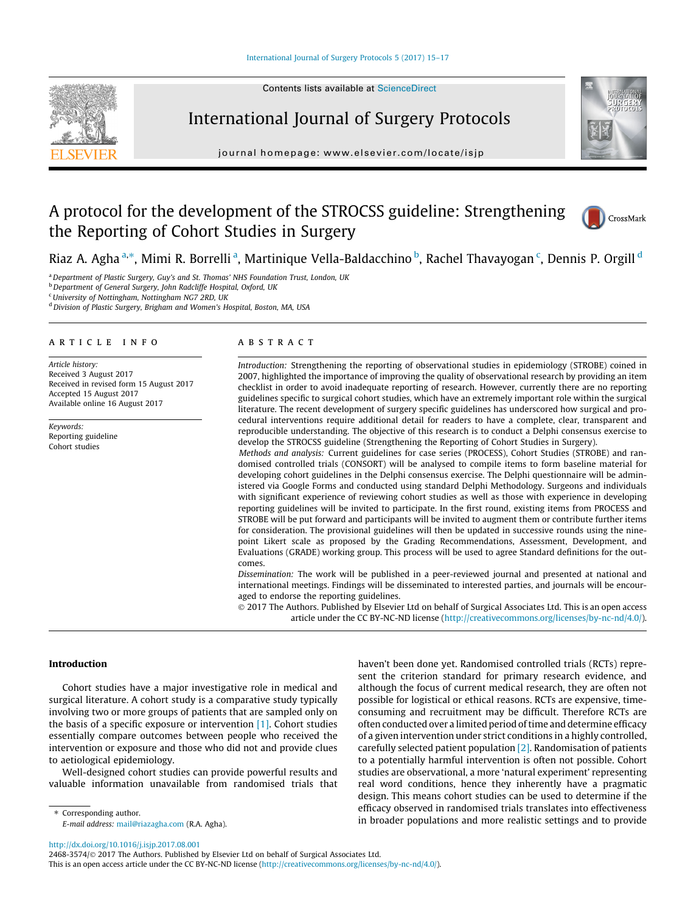# A protocol for the development of the STROCSS guideline: Strengthening the Reporting of Cohort Studies in Surgery

Riaz A. Agha [a,*], Mimi R. Borrelli [a], Martinique Vella-Baldacchino [b], Rachel Thavayogan [c], Dennis P. Orgill [d]

[a] Department of Plastic Surgery, Guy's and St. Thomas' NHS Foundation Trust, London, UK
[b] Department of General Surgery, John Radcliffe Hospital, Oxford, UK
[c] University of Nottingham, Nottingham NG7 2RD, UK
[d] Division of Plastic Surgery, Brigham and Women's Hospital, Boston, MA, USA

## ARTICLE INFO

*Article history:*
Received 3 August 2017
Received in revised form 15 August 2017
Accepted 15 August 2017
Available online 16 August 2017

*Keywords:*
Reporting guideline
Cohort studies

## ABSTRACT

*Introduction:* Strengthening the reporting of observational studies in epidemiology (STROBE) coined in 2007, highlighted the importance of improving the quality of observational research by providing an item checklist in order to avoid inadequate reporting of research. However, currently there are no reporting guidelines specific to surgical cohort studies, which have an extremely important role within the surgical literature. The recent development of surgery specific guidelines has underscored how surgical and procedural interventions require additional detail for readers to have a complete, clear, transparent and reproducible understanding. The objective of this research is to conduct a Delphi consensus exercise to develop the STROCSS guideline (Strengthening the Reporting of Cohort Studies in Surgery).

*Methods and analysis:* Current guidelines for case series (PROCESS), Cohort Studies (STROBE) and randomised controlled trials (CONSORT) will be analysed to compile items to form baseline material for developing cohort guidelines in the Delphi consensus exercise. The Delphi questionnaire will be administered via Google Forms and conducted using standard Delphi Methodology. Surgeons and individuals with significant experience of reviewing cohort studies as well as those with experience in developing reporting guidelines will be invited to participate. In the first round, existing items from PROCESS and STROBE will be put forward and participants will be invited to augment them or contribute further items for consideration. The provisional guidelines will then be updated in successive rounds using the nine-point Likert scale as proposed by the Grading Recommendations, Assessment, Development, and Evaluations (GRADE) working group. This process will be used to agree Standard definitions for the outcomes.

*Dissemination:* The work will be published in a peer-reviewed journal and presented at national and international meetings. Findings will be disseminated to interested parties, and journals will be encouraged to endorse the reporting guidelines.

© 2017 The Authors. Published by Elsevier Ltd on behalf of Surgical Associates Ltd. This is an open access article under the CC BY-NC-ND license (http://creativecommons.org/licenses/by-nc-nd/4.0/).

## Introduction

Cohort studies have a major investigative role in medical and surgical literature. A cohort study is a comparative study typically involving two or more groups of patients that are sampled only on the basis of a specific exposure or intervention [1]. Cohort studies essentially compare outcomes between people who received the intervention or exposure and those who did not and provide clues to aetiological epidemiology.

Well-designed cohort studies can provide powerful results and valuable information unavailable from randomised trials that haven't been done yet. Randomised controlled trials (RCTs) represent the criterion standard for primary research evidence, and although the focus of current medical research, they are often not possible for logistical or ethical reasons. RCTs are expensive, time-consuming and recruitment may be difficult. Therefore RCTs are often conducted over a limited period of time and determine efficacy of a given intervention under strict conditions in a highly controlled, carefully selected patient population [2]. Randomisation of patients to a potentially harmful intervention is often not possible. Cohort studies are observational, a more 'natural experiment' representing real word conditions, hence they inherently have a pragmatic design. This means cohort studies can be used to determine if the efficacy observed in randomised trials translates into effectiveness in broader populations and more realistic settings and to provide

* Corresponding author.
*E-mail address:* mail@riazagha.com (R.A. Agha).

http://dx.doi.org/10.1016/j.isjp.2017.08.001
2468-3574/© 2017 The Authors. Published by Elsevier Ltd on behalf of Surgical Associates Ltd.
This is an open access article under the CC BY-NC-ND license (http://creativecommons.org/licenses/by-nc-nd/4.0/).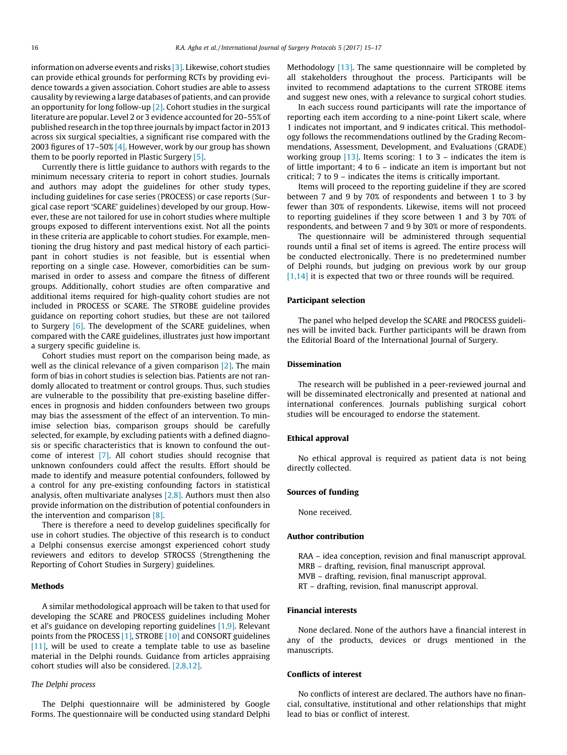information on adverse events and risks [3]. Likewise, cohort studies can provide ethical grounds for performing RCTs by providing evidence towards a given association. Cohort studies are able to assess causality by reviewing a large databases of patients, and can provide an opportunity for long follow-up [2]. Cohort studies in the surgical literature are popular. Level 2 or 3 evidence accounted for 20–55% of published research in the top three journals by impact factor in 2013 across six surgical specialties, a significant rise compared with the 2003 figures of 17–50% [4]. However, work by our group has shown them to be poorly reported in Plastic Surgery [5].

Currently there is little guidance to authors with regards to the minimum necessary criteria to report in cohort studies. Journals and authors may adopt the guidelines for other study types, including guidelines for case series (PROCESS) or case reports (Surgical case report 'SCARE' guidelines) developed by our group. However, these are not tailored for use in cohort studies where multiple groups exposed to different interventions exist. Not all the points in these criteria are applicable to cohort studies. For example, mentioning the drug history and past medical history of each participant in cohort studies is not feasible, but is essential when reporting on a single case. However, comorbidities can be summarised in order to assess and compare the fitness of different groups. Additionally, cohort studies are often comparative and additional items required for high-quality cohort studies are not included in PROCESS or SCARE. The STROBE guideline provides guidance on reporting cohort studies, but these are not tailored to Surgery [6]. The development of the SCARE guidelines, when compared with the CARE guidelines, illustrates just how important a surgery specific guideline is.

Cohort studies must report on the comparison being made, as well as the clinical relevance of a given comparison [2]. The main form of bias in cohort studies is selection bias. Patients are not randomly allocated to treatment or control groups. Thus, such studies are vulnerable to the possibility that pre-existing baseline differences in prognosis and hidden confounders between two groups may bias the assessment of the effect of an intervention. To minimise selection bias, comparison groups should be carefully selected, for example, by excluding patients with a defined diagnosis or specific characteristics that is known to confound the outcome of interest [7]. All cohort studies should recognise that unknown confounders could affect the results. Effort should be made to identify and measure potential confounders, followed by a control for any pre-existing confounding factors in statistical analysis, often multivariate analyses [2,8]. Authors must then also provide information on the distribution of potential confounders in the intervention and comparison [8].

There is therefore a need to develop guidelines specifically for use in cohort studies. The objective of this research is to conduct a Delphi consensus exercise amongst experienced cohort study reviewers and editors to develop STROCSS (Strengthening the Reporting of Cohort Studies in Surgery) guidelines.

## Methods

A similar methodological approach will be taken to that used for developing the SCARE and PROCESS guidelines including Moher et al's guidance on developing reporting guidelines [1,9]. Relevant points from the PROCESS [1], STROBE [10] and CONSORT guidelines [11], will be used to create a template table to use as baseline material in the Delphi rounds. Guidance from articles appraising cohort studies will also be considered. [2,8,12].

### *The Delphi process*

The Delphi questionnaire will be administered by Google Forms. The questionnaire will be conducted using standard Delphi Methodology [13]. The same questionnaire will be completed by all stakeholders throughout the process. Participants will be invited to recommend adaptations to the current STROBE items and suggest new ones, with a relevance to surgical cohort studies.

In each success round participants will rate the importance of reporting each item according to a nine-point Likert scale, where 1 indicates not important, and 9 indicates critical. This methodology follows the recommendations outlined by the Grading Recommendations, Assessment, Development, and Evaluations (GRADE) working group [13]. Items scoring: 1 to 3 – indicates the item is of little important; 4 to 6 – indicate an item is important but not critical; 7 to 9 – indicates the items is critically important.

Items will proceed to the reporting guideline if they are scored between 7 and 9 by 70% of respondents and between 1 to 3 by fewer than 30% of respondents. Likewise, items will not proceed to reporting guidelines if they score between 1 and 3 by 70% of respondents, and between 7 and 9 by 30% or more of respondents.

The questionnaire will be administered through sequential rounds until a final set of items is agreed. The entire process will be conducted electronically. There is no predetermined number of Delphi rounds, but judging on previous work by our group [1,14] it is expected that two or three rounds will be required.

## Participant selection

The panel who helped develop the SCARE and PROCESS guidelines will be invited back. Further participants will be drawn from the Editorial Board of the International Journal of Surgery.

## Dissemination

The research will be published in a peer-reviewed journal and will be disseminated electronically and presented at national and international conferences. Journals publishing surgical cohort studies will be encouraged to endorse the statement.

## Ethical approval

No ethical approval is required as patient data is not being directly collected.

## Sources of funding

None received.

## Author contribution

RAA – idea conception, revision and final manuscript approval.
MRB – drafting, revision, final manuscript approval.
MVB – drafting, revision, final manuscript approval.
RT – drafting, revision, final manuscript approval.

## Financial interests

None declared. None of the authors have a financial interest in any of the products, devices or drugs mentioned in the manuscripts.

## Conflicts of interest

No conflicts of interest are declared. The authors have no financial, consultative, institutional and other relationships that might lead to bias or conflict of interest.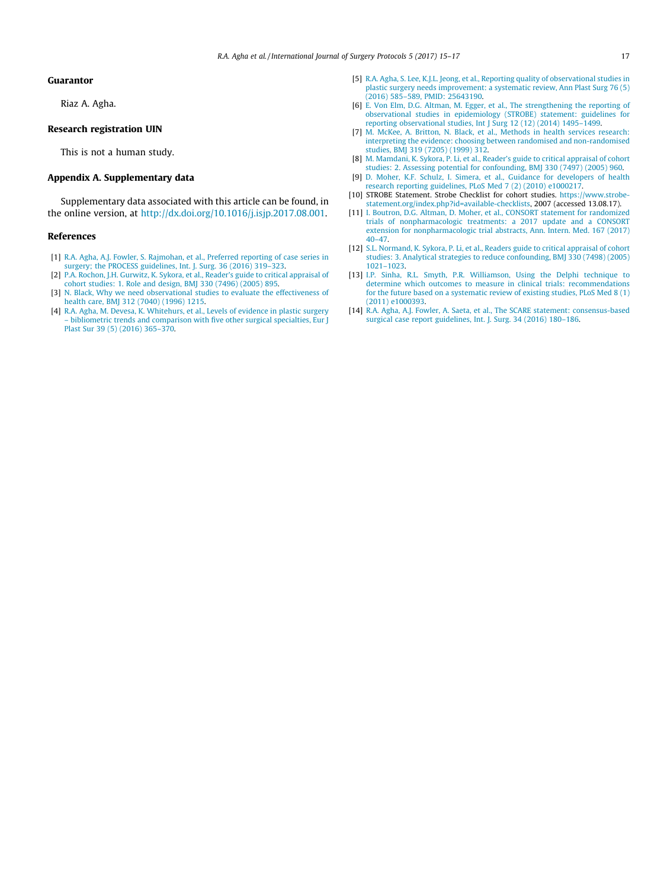## Guarantor

Riaz A. Agha.

## Research registration UIN

This is not a human study.

## Appendix A. Supplementary data

Supplementary data associated with this article can be found, in the online version, at http://dx.doi.org/10.1016/j.isjp.2017.08.001.

## References

[1] R.A. Agha, A.J. Fowler, S. Rajmohan, et al., Preferred reporting of case series in surgery; the PROCESS guidelines, Int. J. Surg. 36 (2016) 319–323.

[2] P.A. Rochon, J.H. Gurwitz, K. Sykora, et al., Reader's guide to critical appraisal of cohort studies: 1. Role and design, BMJ 330 (7496) (2005) 895.

[3] N. Black, Why we need observational studies to evaluate the effectiveness of health care, BMJ 312 (7040) (1996) 1215.

[4] R.A. Agha, M. Devesa, K. Whitehurs, et al., Levels of evidence in plastic surgery – bibliometric trends and comparison with five other surgical specialties, Eur J Plast Sur 39 (5) (2016) 365–370.

[5] R.A. Agha, S. Lee, K.J.L. Jeong, et al., Reporting quality of observational studies in plastic surgery needs improvement: a systematic review, Ann Plast Surg 76 (5) (2016) 585–589, PMID: 25643190.

[6] E. Von Elm, D.G. Altman, M. Egger, et al., The strengthening the reporting of observational studies in epidemiology (STROBE) statement: guidelines for reporting observational studies, Int J Surg 12 (12) (2014) 1495–1499.

[7] M. McKee, A. Britton, N. Black, et al., Methods in health services research: interpreting the evidence: choosing between randomised and non-randomised studies, BMJ 319 (7205) (1999) 312.

[8] M. Mamdani, K. Sykora, P. Li, et al., Reader's guide to critical appraisal of cohort studies: 2. Assessing potential for confounding, BMJ 330 (7497) (2005) 960.

[9] D. Moher, K.F. Schulz, I. Simera, et al., Guidance for developers of health research reporting guidelines, PLoS Med 7 (2) (2010) e1000217.

[10] STROBE Statement. Strobe Checklist for cohort studies. https://www.strobe-statement.org/index.php?id=available-checklists, 2007 (accessed 13.08.17).

[11] I. Boutron, D.G. Altman, D. Moher, et al., CONSORT statement for randomized trials of nonpharmacologic treatments: a 2017 update and a CONSORT extension for nonpharmacologic trial abstracts, Ann. Intern. Med. 167 (2017) 40–47.

[12] S.L. Normand, K. Sykora, P. Li, et al., Readers guide to critical appraisal of cohort studies: 3. Analytical strategies to reduce confounding, BMJ 330 (7498) (2005) 1021–1023.

[13] I.P. Sinha, R.L. Smyth, P.R. Williamson, Using the Delphi technique to determine which outcomes to measure in clinical trials: recommendations for the future based on a systematic review of existing studies, PLoS Med 8 (1) (2011) e1000393.

[14] R.A. Agha, A.J. Fowler, A. Saeta, et al., The SCARE statement: consensus-based surgical case report guidelines, Int. J. Surg. 34 (2016) 180–186.